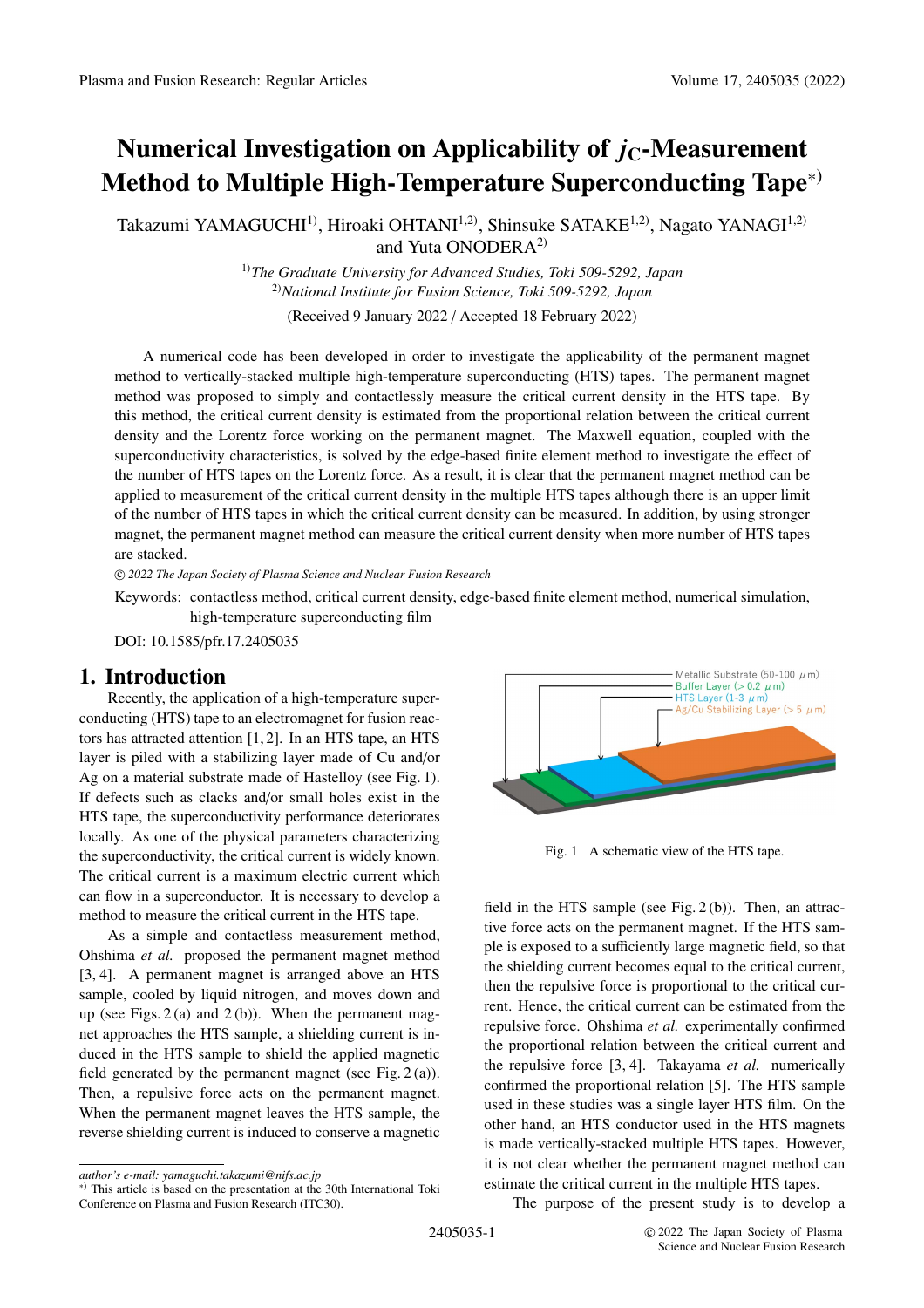# Numerical Investigation on Applicability of $j_C$-Measurement Method to Multiple High-Temperature Superconducting Tape[*)]

Takazumi YAMAGUCHI[1)], Hiroaki OHTANI[1,2)], Shinsuke SATAKE[1,2)], Nagato YANAGI[1,2)] and Yuta ONODERA[2)]

[1)]*The Graduate University for Advanced Studies, Toki 509-5292, Japan*
[2)]*National Institute for Fusion Science, Toki 509-5292, Japan*

(Received 9 January 2022 / Accepted 18 February 2022)

A numerical code has been developed in order to investigate the applicability of the permanent magnet method to vertically-stacked multiple high-temperature superconducting (HTS) tapes. The permanent magnet method was proposed to simply and contactlessly measure the critical current density in the HTS tape. By this method, the critical current density is estimated from the proportional relation between the critical current density and the Lorentz force working on the permanent magnet. The Maxwell equation, coupled with the superconductivity characteristics, is solved by the edge-based finite element method to investigate the effect of the number of HTS tapes on the Lorentz force. As a result, it is clear that the permanent magnet method can be applied to measurement of the critical current density in the multiple HTS tapes although there is an upper limit of the number of HTS tapes in which the critical current density can be measured. In addition, by using stronger magnet, the permanent magnet method can measure the critical current density when more number of HTS tapes are stacked.

© *2022 The Japan Society of Plasma Science and Nuclear Fusion Research*

Keywords: contactless method, critical current density, edge-based finite element method, numerical simulation, high-temperature superconducting film

DOI: 10.1585/pfr.17.2405035

## 1. Introduction

Recently, the application of a high-temperature superconducting (HTS) tape to an electromagnet for fusion reactors has attracted attention [1, 2]. In an HTS tape, an HTS layer is piled with a stabilizing layer made of Cu and/or Ag on a material substrate made of Hastelloy (see Fig. 1). If defects such as clacks and/or small holes exist in the HTS tape, the superconductivity performance deteriorates locally. As one of the physical parameters characterizing the superconductivity, the critical current is widely known. The critical current is a maximum electric current which can flow in a superconductor. It is necessary to develop a method to measure the critical current in the HTS tape.

Metallic Substrate (50-100 μm)
Buffer Layer (> 0.2 μm)
HTS Layer (1-3 μm)
Ag/Cu Stabilizing Layer (> 5 μm)

Fig. 1 A schematic view of the HTS tape.

As a simple and contactless measurement method, Ohshima *et al.* proposed the permanent magnet method [3, 4]. A permanent magnet is arranged above an HTS sample, cooled by liquid nitrogen, and moves down and up (see Figs. 2 (a) and 2 (b)). When the permanent magnet approaches the HTS sample, a shielding current is induced in the HTS sample to shield the applied magnetic field generated by the permanent magnet (see Fig. 2 (a)). Then, a repulsive force acts on the permanent magnet. When the permanent magnet leaves the HTS sample, the reverse shielding current is induced to conserve a magnetic field in the HTS sample (see Fig. 2 (b)). Then, an attractive force acts on the permanent magnet. If the HTS sample is exposed to a sufficiently large magnetic field, so that the shielding current becomes equal to the critical current, then the repulsive force is proportional to the critical current. Hence, the critical current can be estimated from the repulsive force. Ohshima *et al.* experimentally confirmed the proportional relation between the critical current and the repulsive force [3, 4]. Takayama *et al.* numerically confirmed the proportional relation [5]. The HTS sample used in these studies was a single layer HTS film. On the other hand, an HTS conductor used in the HTS magnets is made vertically-stacked multiple HTS tapes. However, it is not clear whether the permanent magnet method can estimate the critical current in the multiple HTS tapes.

The purpose of the present study is to develop a

---

*author's e-mail: yamaguchi.takazumi@nifs.ac.jp*

*) This article is based on the presentation at the 30th International Toki Conference on Plasma and Fusion Research (ITC30).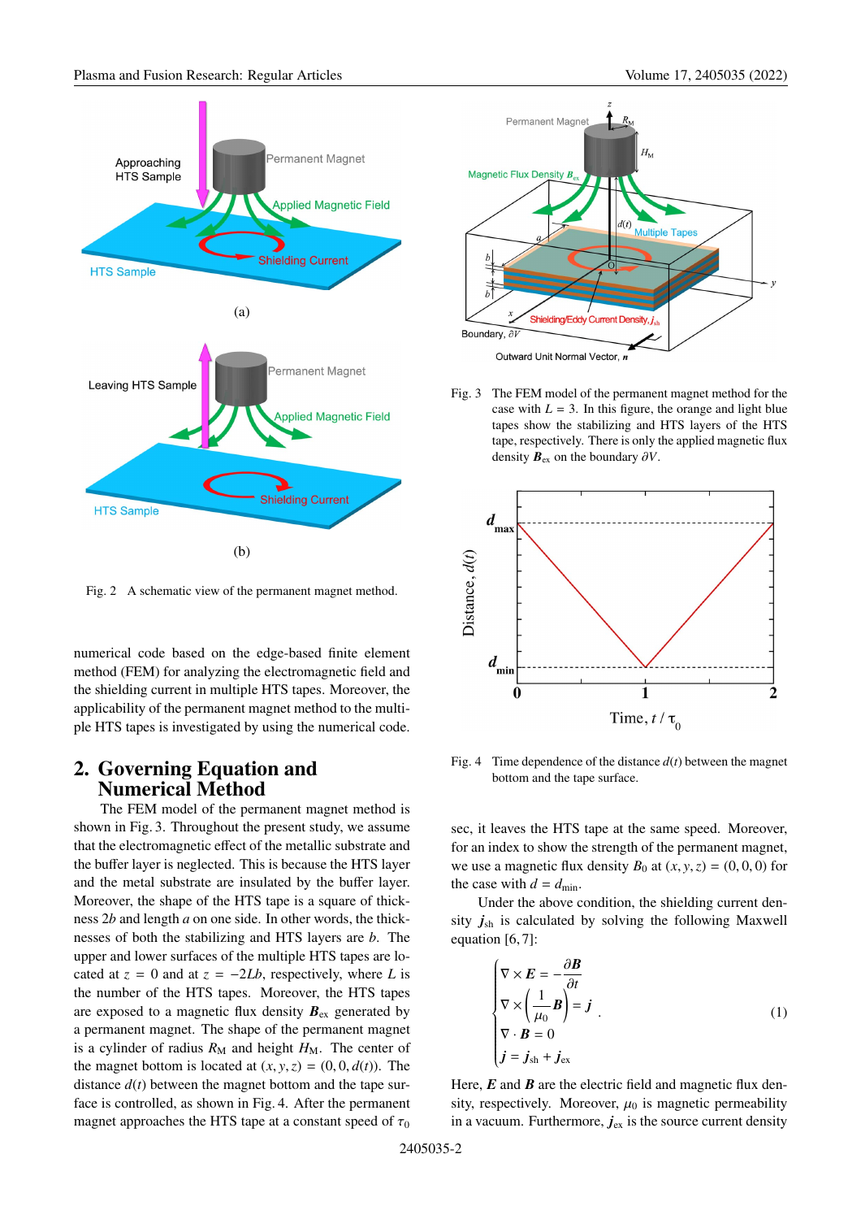Fig. 2 A schematic view of the permanent magnet method.

numerical code based on the edge-based finite element method (FEM) for analyzing the electromagnetic field and the shielding current in multiple HTS tapes. Moreover, the applicability of the permanent magnet method to the multiple HTS tapes is investigated by using the numerical code.

## 2. Governing Equation and Numerical Method

The FEM model of the permanent magnet method is shown in Fig. 3. Throughout the present study, we assume that the electromagnetic effect of the metallic substrate and the buffer layer is neglected. This is because the HTS layer and the metal substrate are insulated by the buffer layer. Moreover, the shape of the HTS tape is a square of thickness $2b$ and length $a$ on one side. In other words, the thicknesses of both the stabilizing and HTS layers are $b$. The upper and lower surfaces of the multiple HTS tapes are located at $z = 0$ and at $z = -2Lb$, respectively, where $L$ is the number of the HTS tapes. Moreover, the HTS tapes are exposed to a magnetic flux density $\boldsymbol{B}_{\rm ex}$ generated by a permanent magnet. The shape of the permanent magnet is a cylinder of radius $R_{\rm M}$ and height $H_{\rm M}$. The center of the magnet bottom is located at $(x, y, z) = (0, 0, d(t))$. The distance $d(t)$ between the magnet bottom and the tape surface is controlled, as shown in Fig. 4. After the permanent magnet approaches the HTS tape at a constant speed of $\tau_0$ sec, it leaves the HTS tape at the same speed. Moreover, for an index to show the strength of the permanent magnet, we use a magnetic flux density $B_0$ at $(x, y, z) = (0, 0, 0)$ for the case with $d = d_{\rm min}$.

Fig. 3 The FEM model of the permanent magnet method for the case with $L = 3$. In this figure, the orange and light blue tapes show the stabilizing and HTS layers of the HTS tape, respectively. There is only the applied magnetic flux density $\boldsymbol{B}_{\rm ex}$ on the boundary $\partial V$.

Fig. 4 Time dependence of the distance $d(t)$ between the magnet bottom and the tape surface.

Under the above condition, the shielding current density $\boldsymbol{j}_{\rm sh}$ is calculated by solving the following Maxwell equation [6, 7]:

$$
\begin{cases}
\nabla \times \boldsymbol{E} = -\dfrac{\partial \boldsymbol{B}}{\partial t} \\
\nabla \times \left( \dfrac{1}{\mu_0} \boldsymbol{B} \right) = \boldsymbol{j} \\
\nabla \cdot \boldsymbol{B} = 0 \\
\boldsymbol{j} = \boldsymbol{j}_{\rm sh} + \boldsymbol{j}_{\rm ex}
\end{cases}
. \qquad (1)
$$

Here, $\boldsymbol{E}$ and $\boldsymbol{B}$ are the electric field and magnetic flux density, respectively. Moreover, $\mu_0$ is magnetic permeability in a vacuum. Furthermore, $\boldsymbol{j}_{\rm ex}$ is the source current density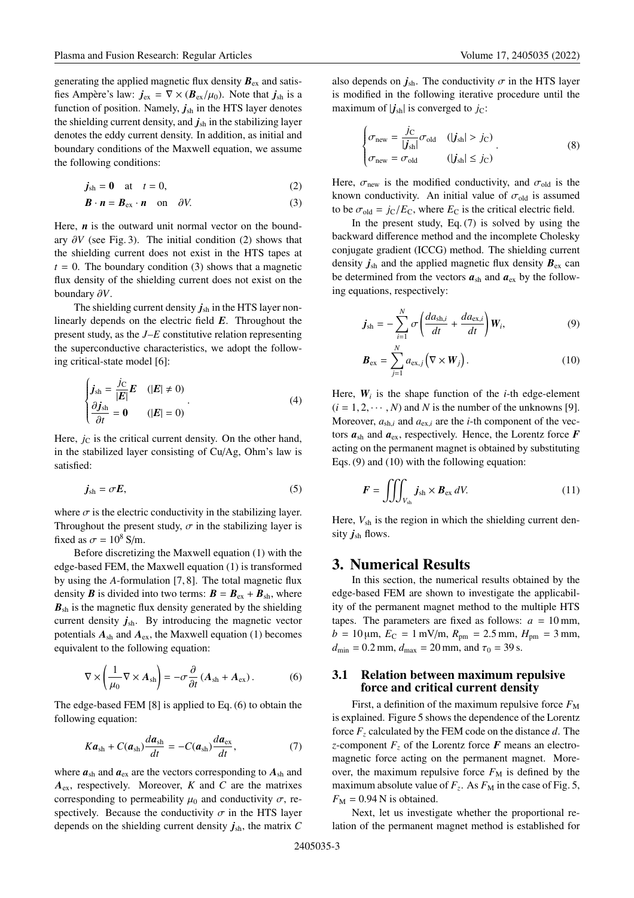generating the applied magnetic flux density $\boldsymbol{B}_{\rm ex}$ and satisfies Ampère's law: $\boldsymbol{j}_{\rm ex} = \nabla \times (\boldsymbol{B}_{\rm ex}/\mu_0)$. Note that $\boldsymbol{j}_{\rm sh}$ is a function of position. Namely, $\boldsymbol{j}_{\rm sh}$ in the HTS layer denotes the shielding current density, and $\boldsymbol{j}_{\rm sh}$ in the stabilizing layer denotes the eddy current density. In addition, as initial and boundary conditions of the Maxwell equation, we assume the following conditions:

$$\boldsymbol{j}_{\rm sh} = \boldsymbol{0} \quad \text{at} \quad t = 0, \tag{2}$$

$$\boldsymbol{B} \cdot \boldsymbol{n} = \boldsymbol{B}_{\rm ex} \cdot \boldsymbol{n} \quad \text{on} \quad \partial V. \tag{3}$$

Here, $\boldsymbol{n}$ is the outward unit normal vector on the boundary $\partial V$ (see Fig. 3). The initial condition (2) shows that the shielding current does not exist in the HTS tapes at $t = 0$. The boundary condition (3) shows that a magnetic flux density of the shielding current does not exist on the boundary $\partial V$.

The shielding current density $\boldsymbol{j}_{\rm sh}$ in the HTS layer nonlinearly depends on the electric field $\boldsymbol{E}$. Throughout the present study, as the *J*–*E* constitutive relation representing the superconductive characteristics, we adopt the following critical-state model [6]:

$$\begin{cases} \boldsymbol{j}_{\rm sh} = \dfrac{j_{\rm C}}{|\boldsymbol{E}|}\boldsymbol{E} & (|\boldsymbol{E}| \neq 0) \\ \dfrac{\partial \boldsymbol{j}_{\rm sh}}{\partial t} = \boldsymbol{0} & (|\boldsymbol{E}| = 0) \end{cases}. \tag{4}$$

Here, $j_{\rm C}$ is the critical current density. On the other hand, in the stabilized layer consisting of Cu/Ag, Ohm's law is satisfied:

$$\boldsymbol{j}_{\rm sh} = \sigma \boldsymbol{E}, \tag{5}$$

where $\sigma$ is the electric conductivity in the stabilizing layer. Throughout the present study, $\sigma$ in the stabilizing layer is fixed as $\sigma = 10^8$ S/m.

Before discretizing the Maxwell equation (1) with the edge-based FEM, the Maxwell equation (1) is transformed by using the *A*-formulation [7, 8]. The total magnetic flux density $\boldsymbol{B}$ is divided into two terms: $\boldsymbol{B} = \boldsymbol{B}_{\rm ex} + \boldsymbol{B}_{\rm sh}$, where $\boldsymbol{B}_{\rm sh}$ is the magnetic flux density generated by the shielding current density $\boldsymbol{j}_{\rm sh}$. By introducing the magnetic vector potentials $\boldsymbol{A}_{\rm sh}$ and $\boldsymbol{A}_{\rm ex}$, the Maxwell equation (1) becomes equivalent to the following equation:

$$\nabla \times \left( \frac{1}{\mu_0} \nabla \times \boldsymbol{A}_{\rm sh} \right) = -\sigma \frac{\partial}{\partial t} \left( \boldsymbol{A}_{\rm sh} + \boldsymbol{A}_{\rm ex} \right). \tag{6}$$

The edge-based FEM [8] is applied to Eq. (6) to obtain the following equation:

$$K\boldsymbol{a}_{\rm sh} + C(\boldsymbol{a}_{\rm sh})\frac{d\boldsymbol{a}_{\rm sh}}{dt} = -C(\boldsymbol{a}_{\rm sh})\frac{d\boldsymbol{a}_{\rm ex}}{dt}, \tag{7}$$

where $\boldsymbol{a}_{\rm sh}$ and $\boldsymbol{a}_{\rm ex}$ are the vectors corresponding to $\boldsymbol{A}_{\rm sh}$ and $\boldsymbol{A}_{\rm ex}$, respectively. Moreover, $K$ and $C$ are the matrixes corresponding to permeability $\mu_0$ and conductivity $\sigma$, respectively. Because the conductivity $\sigma$ in the HTS layer depends on the shielding current density $\boldsymbol{j}_{\rm sh}$, the matrix $C$ also depends on $\boldsymbol{j}_{\rm sh}$. The conductivity $\sigma$ in the HTS layer is modified in the following iterative procedure until the maximum of $|\boldsymbol{j}_{\rm sh}|$ is converged to $j_{\rm C}$:

$$\begin{cases} \sigma_{\rm new} = \dfrac{j_{\rm C}}{|\boldsymbol{j}_{\rm sh}|}\sigma_{\rm old} & (|\boldsymbol{j}_{\rm sh}| > j_{\rm C}) \\ \sigma_{\rm new} = \sigma_{\rm old} & (|\boldsymbol{j}_{\rm sh}| \leq j_{\rm C}) \end{cases}. \tag{8}$$

Here, $\sigma_{\rm new}$ is the modified conductivity, and $\sigma_{\rm old}$ is the known conductivity. An initial value of $\sigma_{\rm old}$ is assumed to be $\sigma_{\rm old} = j_{\rm C}/E_{\rm C}$, where $E_{\rm C}$ is the critical electric field.

In the present study, Eq. (7) is solved by using the backward difference method and the incomplete Cholesky conjugate gradient (ICCG) method. The shielding current density $\boldsymbol{j}_{\rm sh}$ and the applied magnetic flux density $\boldsymbol{B}_{\rm ex}$ can be determined from the vectors $\boldsymbol{a}_{\rm sh}$ and $\boldsymbol{a}_{\rm ex}$ by the following equations, respectively:

$$\boldsymbol{j}_{\rm sh} = -\sum_{i=1}^{N} \sigma \left( \frac{da_{{\rm sh},i}}{dt} + \frac{da_{{\rm ex},i}}{dt} \right) \boldsymbol{W}_i, \tag{9}$$

$$\boldsymbol{B}_{\rm ex} = \sum_{j=1}^{N} a_{{\rm ex},j} \left( \nabla \times \boldsymbol{W}_j \right). \tag{10}$$

Here, $\boldsymbol{W}_i$ is the shape function of the $i$-th edge-element ($i = 1, 2, \cdots, N$) and $N$ is the number of the unknowns [9]. Moreover, $a_{{\rm sh},i}$ and $a_{{\rm ex},i}$ are the $i$-th component of the vectors $\boldsymbol{a}_{\rm sh}$ and $\boldsymbol{a}_{\rm ex}$, respectively. Hence, the Lorentz force $\boldsymbol{F}$ acting on the permanent magnet is obtained by substituting Eqs. (9) and (10) with the following equation:

$$\boldsymbol{F} = \iiint_{V_{\rm sh}} \boldsymbol{j}_{\rm sh} \times \boldsymbol{B}_{\rm ex} \, dV. \tag{11}$$

Here, $V_{\rm sh}$ is the region in which the shielding current density $\boldsymbol{j}_{\rm sh}$ flows.

## 3. Numerical Results

In this section, the numerical results obtained by the edge-based FEM are shown to investigate the applicability of the permanent magnet method to the multiple HTS tapes. The parameters are fixed as follows: $a = 10$ mm, $b = 10\,\mu$m, $E_{\rm C} = 1$ mV/m, $R_{\rm pm} = 2.5$ mm, $H_{\rm pm} = 3$ mm, $d_{\rm min} = 0.2$ mm, $d_{\rm max} = 20$ mm, and $\tau_0 = 39$ s.

### 3.1 Relation between maximum repulsive force and critical current density

First, a definition of the maximum repulsive force $F_{\rm M}$ is explained. Figure 5 shows the dependence of the Lorentz force $F_z$ calculated by the FEM code on the distance $d$. The $z$-component $F_z$ of the Lorentz force $\boldsymbol{F}$ means an electromagnetic force acting on the permanent magnet. Moreover, the maximum repulsive force $F_{\rm M}$ is defined by the maximum absolute value of $F_z$. As $F_{\rm M}$ in the case of Fig. 5, $F_{\rm M} = 0.94$ N is obtained.

Next, let us investigate whether the proportional relation of the permanent magnet method is established for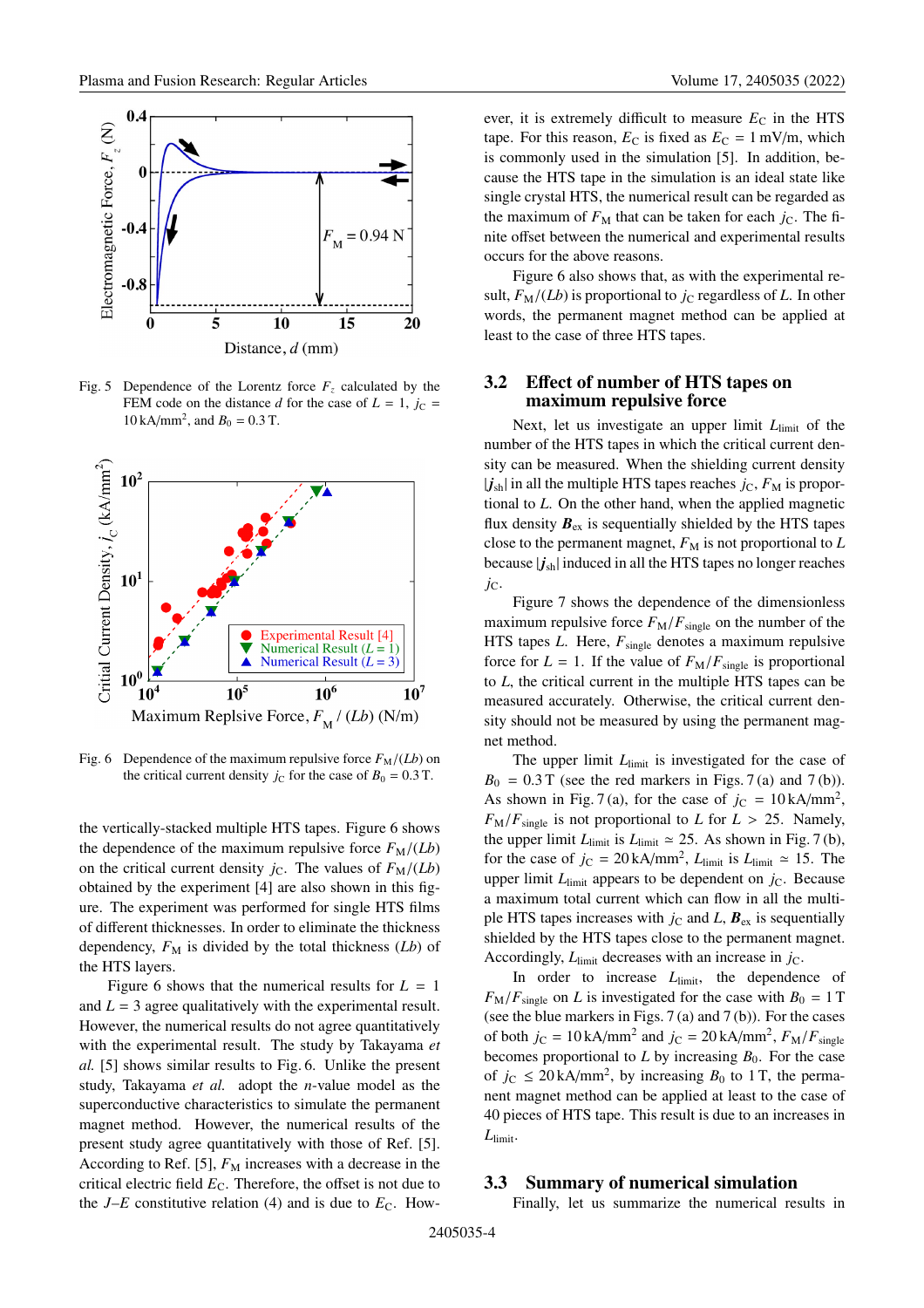Fig. 5 Dependence of the Lorentz force $F_z$ calculated by the FEM code on the distance $d$ for the case of $L$ = 1, $j_C$ = 10 kA/mm$^2$, and $B_0$ = 0.3 T.

Fig. 6 Dependence of the maximum repulsive force $F_M/(Lb)$ on the critical current density $j_C$ for the case of $B_0$ = 0.3 T.

the vertically-stacked multiple HTS tapes. Figure 6 shows the dependence of the maximum repulsive force $F_M/(Lb)$ on the critical current density $j_C$. The values of $F_M/(Lb)$ obtained by the experiment [4] are also shown in this figure. The experiment was performed for single HTS films of different thicknesses. In order to eliminate the thickness dependency, $F_M$ is divided by the total thickness ($Lb$) of the HTS layers.

Figure 6 shows that the numerical results for $L$ = 1 and $L$ = 3 agree qualitatively with the experimental result. However, the numerical results do not agree quantitatively with the experimental result. The study by Takayama *et al.* [5] shows similar results to Fig. 6. Unlike the present study, Takayama *et al.* adopt the $n$-value model as the superconductive characteristics to simulate the permanent magnet method. However, the numerical results of the present study agree quantitatively with those of Ref. [5]. According to Ref. [5], $F_M$ increases with a decrease in the critical electric field $E_C$. Therefore, the offset is not due to the $J$–$E$ constitutive relation (4) and is due to $E_C$. However, it is extremely difficult to measure $E_C$ in the HTS tape. For this reason, $E_C$ is fixed as $E_C$ = 1 mV/m, which is commonly used in the simulation [5]. In addition, because the HTS tape in the simulation is an ideal state like single crystal HTS, the numerical result can be regarded as the maximum of $F_M$ that can be taken for each $j_C$. The finite offset between the numerical and experimental results occurs for the above reasons.

Figure 6 also shows that, as with the experimental result, $F_M/(Lb)$ is proportional to $j_C$ regardless of $L$. In other words, the permanent magnet method can be applied at least to the case of three HTS tapes.

### 3.2 Effect of number of HTS tapes on maximum repulsive force

Next, let us investigate an upper limit $L_{limit}$ of the number of the HTS tapes in which the critical current density can be measured. When the shielding current density $|\boldsymbol{j}_{sh}|$ in all the multiple HTS tapes reaches $j_C$, $F_M$ is proportional to $L$. On the other hand, when the applied magnetic flux density $\boldsymbol{B}_{ex}$ is sequentially shielded by the HTS tapes close to the permanent magnet, $F_M$ is not proportional to $L$ because $|\boldsymbol{j}_{sh}|$ induced in all the HTS tapes no longer reaches $j_C$.

Figure 7 shows the dependence of the dimensionless maximum repulsive force $F_M/F_{single}$ on the number of the HTS tapes $L$. Here, $F_{single}$ denotes a maximum repulsive force for $L$ = 1. If the value of $F_M/F_{single}$ is proportional to $L$, the critical current in the multiple HTS tapes can be measured accurately. Otherwise, the critical current density should not be measured by using the permanent magnet method.

The upper limit $L_{limit}$ is investigated for the case of $B_0$ = 0.3 T (see the red markers in Figs. 7 (a) and 7 (b)). As shown in Fig. 7 (a), for the case of $j_C$ = 10 kA/mm$^2$, $F_M/F_{single}$ is not proportional to $L$ for $L$ > 25. Namely, the upper limit $L_{limit}$ is $L_{limit} \simeq 25$. As shown in Fig. 7 (b), for the case of $j_C$ = 20 kA/mm$^2$, $L_{limit}$ is $L_{limit} \simeq 15$. The upper limit $L_{limit}$ appears to be dependent on $j_C$. Because a maximum total current which can flow in all the multiple HTS tapes increases with $j_C$ and $L$, $\boldsymbol{B}_{ex}$ is sequentially shielded by the HTS tapes close to the permanent magnet. Accordingly, $L_{limit}$ decreases with an increase in $j_C$.

In order to increase $L_{limit}$, the dependence of $F_M/F_{single}$ on $L$ is investigated for the case with $B_0$ = 1 T (see the blue markers in Figs. 7 (a) and 7 (b)). For the cases of both $j_C$ = 10 kA/mm$^2$ and $j_C$ = 20 kA/mm$^2$, $F_M/F_{single}$ becomes proportional to $L$ by increasing $B_0$. For the case of $j_C \leq$ 20 kA/mm$^2$, by increasing $B_0$ to 1 T, the permanent magnet method can be applied at least to the case of 40 pieces of HTS tape. This result is due to an increases in $L_{limit}$.

### 3.3 Summary of numerical simulation

Finally, let us summarize the numerical results in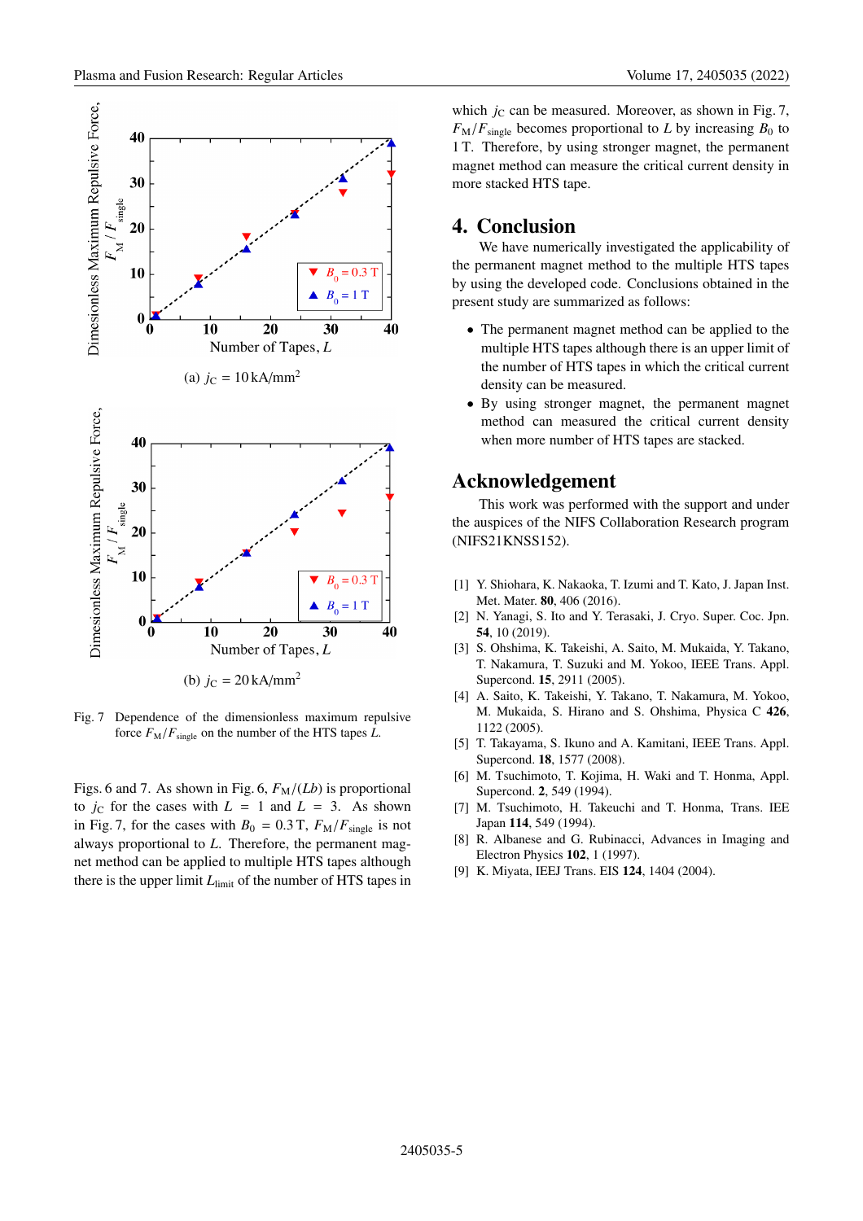Dimesionless Maximum Repulsive Force, $F_M / F_{single}$

40
30
20
10
0

0 10 20 30 40

Number of Tapes, $L$

$B_0 = 0.3$ T
$B_0 = 1$ T

(a) $j_C = 10\,\mathrm{kA/mm^2}$

Dimesionless Maximum Repulsive Force, $F_M / F_{single}$

40
30
20
10
0

0 10 20 30 40

Number of Tapes, $L$

$B_0 = 0.3$ T
$B_0 = 1$ T

(b) $j_C = 20\,\mathrm{kA/mm^2}$

Fig. 7 Dependence of the dimensionless maximum repulsive force $F_M/F_{single}$ on the number of the HTS tapes $L$.

Figs. 6 and 7. As shown in Fig. 6, $F_M/(Lb)$ is proportional to $j_C$ for the cases with $L = 1$ and $L = 3$. As shown in Fig. 7, for the cases with $B_0 = 0.3$ T, $F_M/F_{single}$ is not always proportional to $L$. Therefore, the permanent magnet method can be applied to multiple HTS tapes although there is the upper limit $L_{limit}$ of the number of HTS tapes in which $j_C$ can be measured. Moreover, as shown in Fig. 7, $F_M/F_{single}$ becomes proportional to $L$ by increasing $B_0$ to 1 T. Therefore, by using stronger magnet, the permanent magnet method can measure the critical current density in more stacked HTS tape.

## 4. Conclusion

We have numerically investigated the applicability of the permanent magnet method to the multiple HTS tapes by using the developed code. Conclusions obtained in the present study are summarized as follows:

- The permanent magnet method can be applied to the multiple HTS tapes although there is an upper limit of the number of HTS tapes in which the critical current density can be measured.
- By using stronger magnet, the permanent magnet method can measured the critical current density when more number of HTS tapes are stacked.

## Acknowledgement

This work was performed with the support and under the auspices of the NIFS Collaboration Research program (NIFS21KNSS152).

[1] Y. Shiohara, K. Nakaoka, T. Izumi and T. Kato, J. Japan Inst. Met. Mater. **80**, 406 (2016).

[2] N. Yanagi, S. Ito and Y. Terasaki, J. Cryo. Super. Coc. Jpn. **54**, 10 (2019).

[3] S. Ohshima, K. Takeishi, A. Saito, M. Mukaida, Y. Takano, T. Nakamura, T. Suzuki and M. Yokoo, IEEE Trans. Appl. Supercond. **15**, 2911 (2005).

[4] A. Saito, K. Takeishi, Y. Takano, T. Nakamura, M. Yokoo, M. Mukaida, S. Hirano and S. Ohshima, Physica C **426**, 1122 (2005).

[5] T. Takayama, S. Ikuno and A. Kamitani, IEEE Trans. Appl. Supercond. **18**, 1577 (2008).

[6] M. Tsuchimoto, T. Kojima, H. Waki and T. Honma, Appl. Supercond. **2**, 549 (1994).

[7] M. Tsuchimoto, H. Takeuchi and T. Honma, Trans. IEE Japan **114**, 549 (1994).

[8] R. Albanese and G. Rubinacci, Advances in Imaging and Electron Physics **102**, 1 (1997).

[9] K. Miyata, IEEJ Trans. EIS **124**, 1404 (2004).